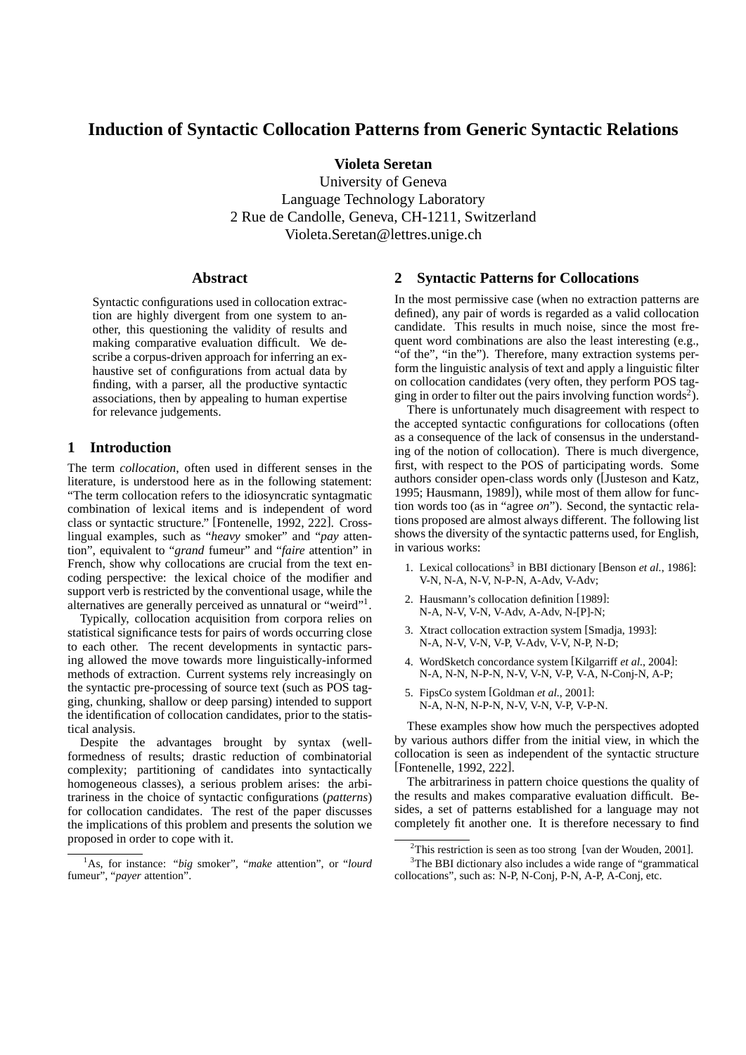# Induction of Syntactic Collocation Patterns from Generic Syntactic Relations

**Violeta Seretan**

University of Geneva
Language Technology Laboratory
2 Rue de Candolle, Geneva, CH-1211, Switzerland
Violeta.Seretan@lettres.unige.ch

## Abstract

Syntactic configurations used in collocation extraction are highly divergent from one system to another, this questioning the validity of results and making comparative evaluation difficult. We describe a corpus-driven approach for inferring an exhaustive set of configurations from actual data by finding, with a parser, all the productive syntactic associations, then by appealing to human expertise for relevance judgements.

## 1 Introduction

The term *collocation*, often used in different senses in the literature, is understood here as in the following statement: "The term collocation refers to the idiosyncratic syntagmatic combination of lexical items and is independent of word class or syntactic structure." [Fontenelle, 1992, 222]. Cross-lingual examples, such as "*heavy* smoker" and "*pay* attention", equivalent to "*grand* fumeur" and "*faire* attention" in French, show why collocations are crucial from the text encoding perspective: the lexical choice of the modifier and support verb is restricted by the conventional usage, while the alternatives are generally perceived as unnatural or "weird"[1].

Typically, collocation acquisition from corpora relies on statistical significance tests for pairs of words occurring close to each other. The recent developments in syntactic parsing allowed the move towards more linguistically-informed methods of extraction. Current systems rely increasingly on the syntactic pre-processing of source text (such as POS tagging, chunking, shallow or deep parsing) intended to support the identification of collocation candidates, prior to the statistical analysis.

Despite the advantages brought by syntax (well-formedness of results; drastic reduction of combinatorial complexity; partitioning of candidates into syntactically homogeneous classes), a serious problem arises: the arbitrariness in the choice of syntactic configurations (*patterns*) for collocation candidates. The rest of the paper discusses the implications of this problem and presents the solution we proposed in order to cope with it.

[1] As, for instance: "*big* smoker", "*make* attention", or "*lourd* fumeur", "*payer* attention".

## 2 Syntactic Patterns for Collocations

In the most permissive case (when no extraction patterns are defined), any pair of words is regarded as a valid collocation candidate. This results in much noise, since the most frequent word combinations are also the least interesting (e.g., "of the", "in the"). Therefore, many extraction systems perform the linguistic analysis of text and apply a linguistic filter on collocation candidates (very often, they perform POS tagging in order to filter out the pairs involving function words[2]).

There is unfortunately much disagreement with respect to the accepted syntactic configurations for collocations (often as a consequence of the lack of consensus in the understanding of the notion of collocation). There is much divergence, first, with respect to the POS of participating words. Some authors consider open-class words only ([Justeson and Katz, 1995; Hausmann, 1989]), while most of them allow for function words too (as in "agree *on*"). Second, the syntactic relations proposed are almost always different. The following list shows the diversity of the syntactic patterns used, for English, in various works:

1. Lexical collocations[3] in BBI dictionary [Benson *et al.*, 1986]: V-N, N-A, N-V, N-P-N, A-Adv, V-Adv;
2. Hausmann's collocation definition [1989]: N-A, N-V, V-N, V-Adv, A-Adv, N-[P]-N;
3. Xtract collocation extraction system [Smadja, 1993]: N-A, N-V, V-N, V-P, V-Adv, V-V, N-P, N-D;
4. WordSketch concordance system [Kilgarriff *et al.*, 2004]: N-A, N-N, N-P-N, N-V, V-N, V-P, V-A, N-Conj-N, A-P;
5. FipsCo system [Goldman *et al.*, 2001]: N-A, N-N, N-P-N, N-V, V-N, V-P, V-P-N.

These examples show how much the perspectives adopted by various authors differ from the initial view, in which the collocation is seen as independent of the syntactic structure [Fontenelle, 1992, 222].

The arbitrariness in pattern choice questions the quality of the results and makes comparative evaluation difficult. Besides, a set of patterns established for a language may not completely fit another one. It is therefore necessary to find

[2] This restriction is seen as too strong [van der Wouden, 2001].

[3] The BBI dictionary also includes a wide range of "grammatical collocations", such as: N-P, N-Conj, P-N, A-P, A-Conj, etc.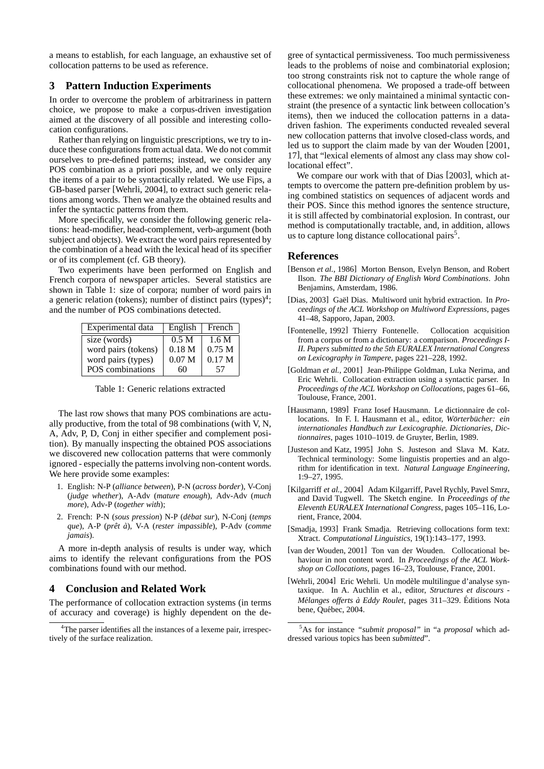a means to establish, for each language, an exhaustive set of collocation patterns to be used as reference.

## 3 Pattern Induction Experiments

In order to overcome the problem of arbitrariness in pattern choice, we propose to make a corpus-driven investigation aimed at the discovery of all possible and interesting collocation configurations.

Rather than relying on linguistic prescriptions, we try to induce these configurations from actual data. We do not commit ourselves to pre-defined patterns; instead, we consider any POS combination as a priori possible, and we only require the items of a pair to be syntactically related. We use Fips, a GB-based parser [Wehrli, 2004], to extract such generic relations among words. Then we analyze the obtained results and infer the syntactic patterns from them.

More specifically, we consider the following generic relations: head-modifier, head-complement, verb-argument (both subject and objects). We extract the word pairs represented by the combination of a head with the lexical head of its specifier or of its complement (cf. GB theory).

Two experiments have been performed on English and French corpora of newspaper articles. Several statistics are shown in Table 1: size of corpora; number of word pairs in a generic relation (tokens); number of distinct pairs (types)[4]; and the number of POS combinations detected.

| Experimental data | English | French |
|---|---|---|
| size (words) | 0.5 M | 1.6 M |
| word pairs (tokens) | 0.18 M | 0.75 M |
| word pairs (types) | 0.07 M | 0.17 M |
| POS combinations | 60 | 57 |

Table 1: Generic relations extracted

The last row shows that many POS combinations are actually productive, from the total of 98 combinations (with V, N, A, Adv, P, D, Conj in either specifier and complement position). By manually inspecting the obtained POS associations we discovered new collocation patterns that were commonly ignored - especially the patterns involving non-content words. We here provide some examples:

1. English: N-P (*alliance between*), P-N (*across border*), V-Conj (*judge whether*), A-Adv (*mature enough*), Adv-Adv (*much more*), Adv-P (*together with*);
2. French: P-N (*sous pression*) N-P (*débat sur*), N-Conj (*temps que*), A-P (*prêt à*), V-A (*rester impassible*), P-Adv (*comme jamais*).

A more in-depth analysis of results is under way, which aims to identify the relevant configurations from the POS combinations found with our method.

## 4 Conclusion and Related Work

The performance of collocation extraction systems (in terms of accuracy and coverage) is highly dependent on the degree of syntactical permissiveness. Too much permissiveness leads to the problems of noise and combinatorial explosion; too strong constraints risk not to capture the whole range of collocational phenomena. We proposed a trade-off between these extremes: we only maintained a minimal syntactic constraint (the presence of a syntactic link between collocation's items), then we induced the collocation patterns in a data-driven fashion. The experiments conducted revealed several new collocation patterns that involve closed-class words, and led us to support the claim made by van der Wouden [2001, 17], that "lexical elements of almost any class may show collocational effect".

We compare our work with that of Dias [2003], which attempts to overcome the pattern pre-definition problem by using combined statistics on sequences of adjacent words and their POS. Since this method ignores the sentence structure, it is still affected by combinatorial explosion. In contrast, our method is computationally tractable, and, in addition, allows us to capture long distance collocational pairs[5].

## References

[Benson *et al.*, 1986] Morton Benson, Evelyn Benson, and Robert Ilson. *The BBI Dictionary of English Word Combinations*. John Benjamins, Amsterdam, 1986.

[Dias, 2003] Gaël Dias. Multiword unit hybrid extraction. In *Proceedings of the ACL Workshop on Multiword Expressions*, pages 41–48, Sapporo, Japan, 2003.

[Fontenelle, 1992] Thierry Fontenelle. Collocation acquisition from a corpus or from a dictionary: a comparison. *Proceedings I-II. Papers submitted to the 5th EURALEX International Congress on Lexicography in Tampere*, pages 221–228, 1992.

[Goldman *et al.*, 2001] Jean-Philippe Goldman, Luka Nerima, and Eric Wehrli. Collocation extraction using a syntactic parser. In *Proceedings of the ACL Workshop on Collocations*, pages 61–66, Toulouse, France, 2001.

[Hausmann, 1989] Franz Iosef Hausmann. Le dictionnaire de collocations. In F. I. Hausmann et al., editor, *Wörterbücher: ein internationales Handbuch zur Lexicographie. Dictionaries, Dictionnaires*, pages 1010–1019. de Gruyter, Berlin, 1989.

[Justeson and Katz, 1995] John S. Justeson and Slava M. Katz. Technical terminology: Some linguistis properties and an algorithm for identification in text. *Natural Language Engineering*, 1:9–27, 1995.

[Kilgarriff *et al.*, 2004] Adam Kilgarriff, Pavel Rychly, Pavel Smrz, and David Tugwell. The Sketch engine. In *Proceedings of the Eleventh EURALEX International Congress*, pages 105–116, Lorient, France, 2004.

[Smadja, 1993] Frank Smadja. Retrieving collocations form text: Xtract. *Computational Linguistics*, 19(1):143–177, 1993.

[van der Wouden, 2001] Ton van der Wouden. Collocational behaviour in non content word. In *Proceedings of the ACL Workshop on Collocations*, pages 16–23, Toulouse, France, 2001.

[Wehrli, 2004] Eric Wehrli. Un modèle multilingue d'analyse syntaxique. In A. Auchlin et al., editor, *Structures et discours - Mélanges offerts à Eddy Roulet*, pages 311–329. Éditions Nota bene, Québec, 2004.

---

[4] The parser identifies all the instances of a lexeme pair, irrespectively of the surface realization.

[5] As for instance *"submit proposal"* in "a *proposal* which addressed various topics has been *submitted*".